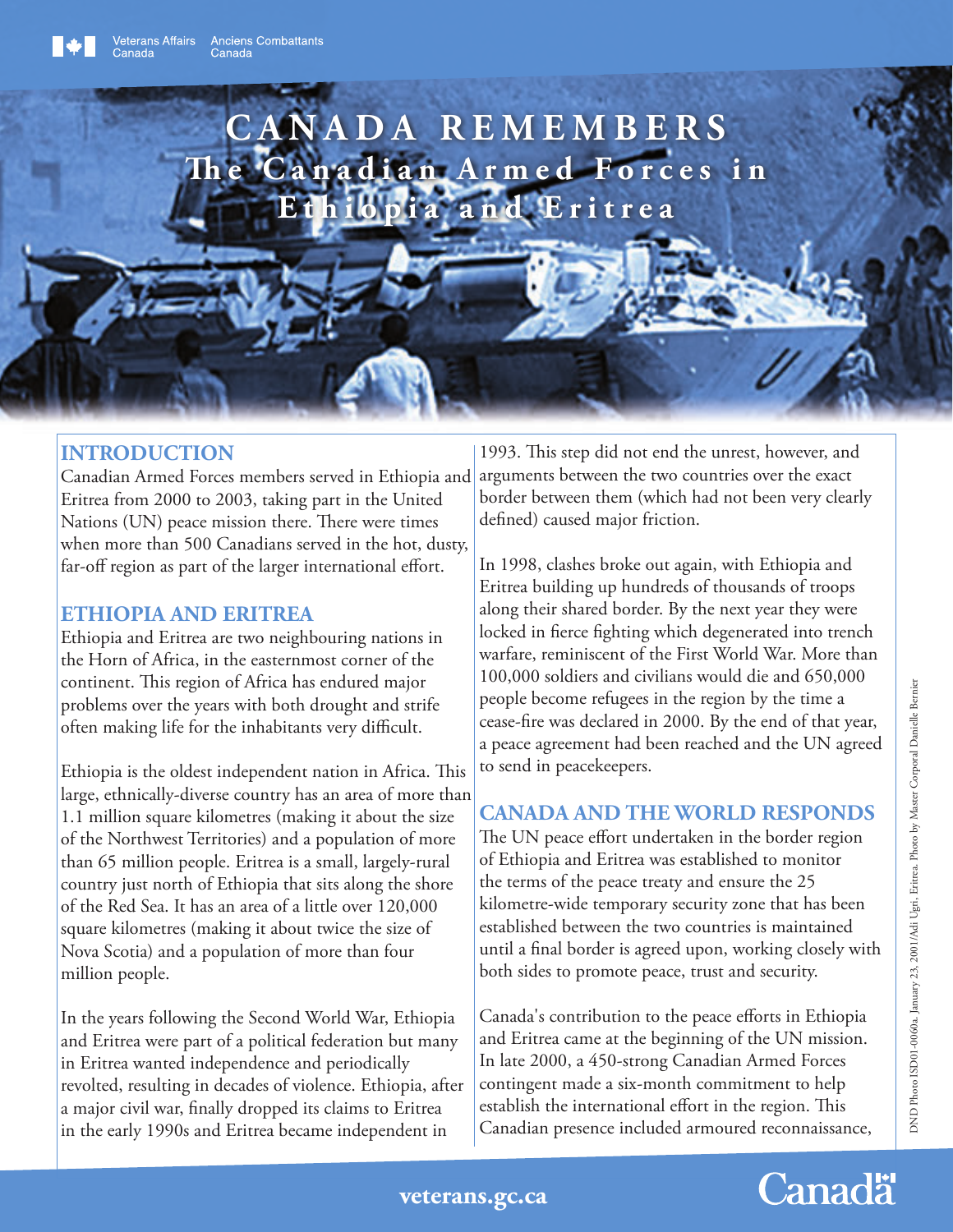# CANADA REMEMBERS

## The Canadian Armed Forces in Ethiopia and Eritrea

DND Photo ISD01-0060a, January 23, 2001/Adi Ugri, Eritrea. Photo by Master Corporal Danielle Bernier

## INTRODUCTION

Canadian Armed Forces members served in Ethiopia and Eritrea from 2000 to 2003, taking part in the United Nations (UN) peace mission there. There were times when more than 500 Canadians served in the hot, dusty, far-off region as part of the larger international effort.

## ETHIOPIA AND ERITREA

Ethiopia and Eritrea are two neighbouring nations in the Horn of Africa, in the easternmost corner of the continent. This region of Africa has endured major problems over the years with both drought and strife often making life for the inhabitants very difficult.

Ethiopia is the oldest independent nation in Africa. This large, ethnically-diverse country has an area of more than 1.1 million square kilometres (making it about the size of the Northwest Territories) and a population of more than 65 million people. Eritrea is a small, largely-rural country just north of Ethiopia that sits along the shore of the Red Sea. It has an area of a little over 120,000 square kilometres (making it about twice the size of Nova Scotia) and a population of more than four million people.

In the years following the Second World War, Ethiopia and Eritrea were part of a political federation but many in Eritrea wanted independence and periodically revolted, resulting in decades of violence. Ethiopia, after a major civil war, finally dropped its claims to Eritrea in the early 1990s and Eritrea became independent in 1993. This step did not end the unrest, however, and arguments between the two countries over the exact border between them (which had not been very clearly defined) caused major friction.

In 1998, clashes broke out again, with Ethiopia and Eritrea building up hundreds of thousands of troops along their shared border. By the next year they were locked in fierce fighting which degenerated into trench warfare, reminiscent of the First World War. More than 100,000 soldiers and civilians would die and 650,000 people become refugees in the region by the time a cease-fire was declared in 2000. By the end of that year, a peace agreement had been reached and the UN agreed to send in peacekeepers.

## CANADA AND THE WORLD RESPONDS

The UN peace effort undertaken in the border region of Ethiopia and Eritrea was established to monitor the terms of the peace treaty and ensure the 25 kilometre-wide temporary security zone that has been established between the two countries is maintained until a final border is agreed upon, working closely with both sides to promote peace, trust and security.

Canada's contribution to the peace efforts in Ethiopia and Eritrea came at the beginning of the UN mission. In late 2000, a 450-strong Canadian Armed Forces contingent made a six-month commitment to help establish the international effort in the region. This Canadian presence included armoured reconnaissance,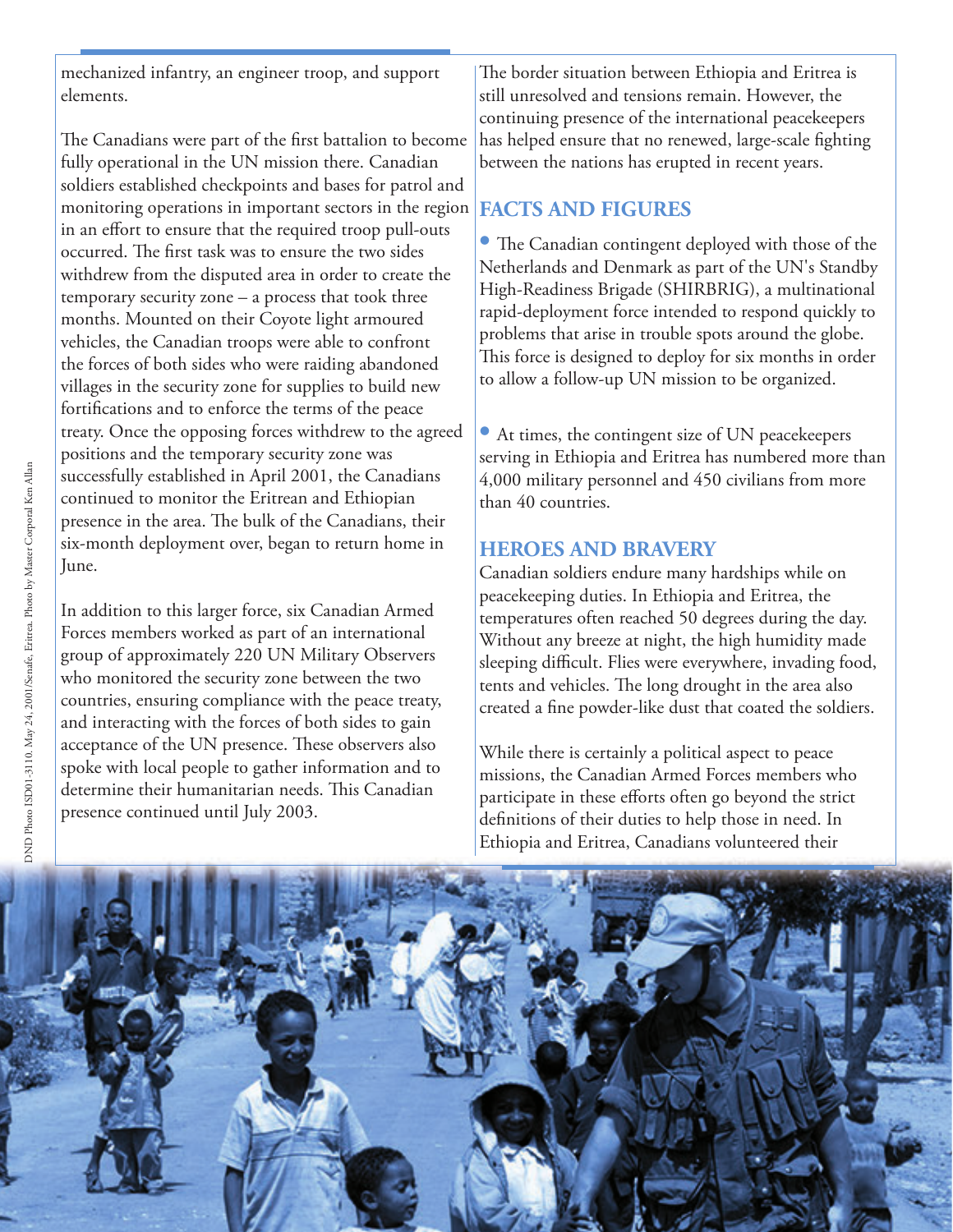mechanized infantry, an engineer troop, and support elements.

The Canadians were part of the first battalion to become fully operational in the UN mission there. Canadian soldiers established checkpoints and bases for patrol and monitoring operations in important sectors in the region in an effort to ensure that the required troop pull-outs occurred. The first task was to ensure the two sides withdrew from the disputed area in order to create the temporary security zone – a process that took three months. Mounted on their Coyote light armoured vehicles, the Canadian troops were able to confront the forces of both sides who were raiding abandoned villages in the security zone for supplies to build new fortifications and to enforce the terms of the peace treaty. Once the opposing forces withdrew to the agreed positions and the temporary security zone was successfully established in April 2001, the Canadians continued to monitor the Eritrean and Ethiopian presence in the area. The bulk of the Canadians, their six-month deployment over, began to return home in June.

In addition to this larger force, six Canadian Armed Forces members worked as part of an international group of approximately 220 UN Military Observers who monitored the security zone between the two countries, ensuring compliance with the peace treaty, and interacting with the forces of both sides to gain acceptance of the UN presence. These observers also spoke with local people to gather information and to determine their humanitarian needs. This Canadian presence continued until July 2003.

The border situation between Ethiopia and Eritrea is still unresolved and tensions remain. However, the continuing presence of the international peacekeepers has helped ensure that no renewed, large-scale fighting between the nations has erupted in recent years.

## FACTS AND FIGURES

- The Canadian contingent deployed with those of the Netherlands and Denmark as part of the UN's Standby High-Readiness Brigade (SHIRBRIG), a multinational rapid-deployment force intended to respond quickly to problems that arise in trouble spots around the globe. This force is designed to deploy for six months in order to allow a follow-up UN mission to be organized.

- At times, the contingent size of UN peacekeepers serving in Ethiopia and Eritrea has numbered more than 4,000 military personnel and 450 civilians from more than 40 countries.

## HEROES AND BRAVERY

Canadian soldiers endure many hardships while on peacekeeping duties. In Ethiopia and Eritrea, the temperatures often reached 50 degrees during the day. Without any breeze at night, the high humidity made sleeping difficult. Flies were everywhere, invading food, tents and vehicles. The long drought in the area also created a fine powder-like dust that coated the soldiers.

While there is certainly a political aspect to peace missions, the Canadian Armed Forces members who participate in these efforts often go beyond the strict definitions of their duties to help those in need. In Ethiopia and Eritrea, Canadians volunteered their

DND Photo ISD01-3110. May 24, 2001/Senafe, Eritrea. Photo by Master Corporal Ken Allan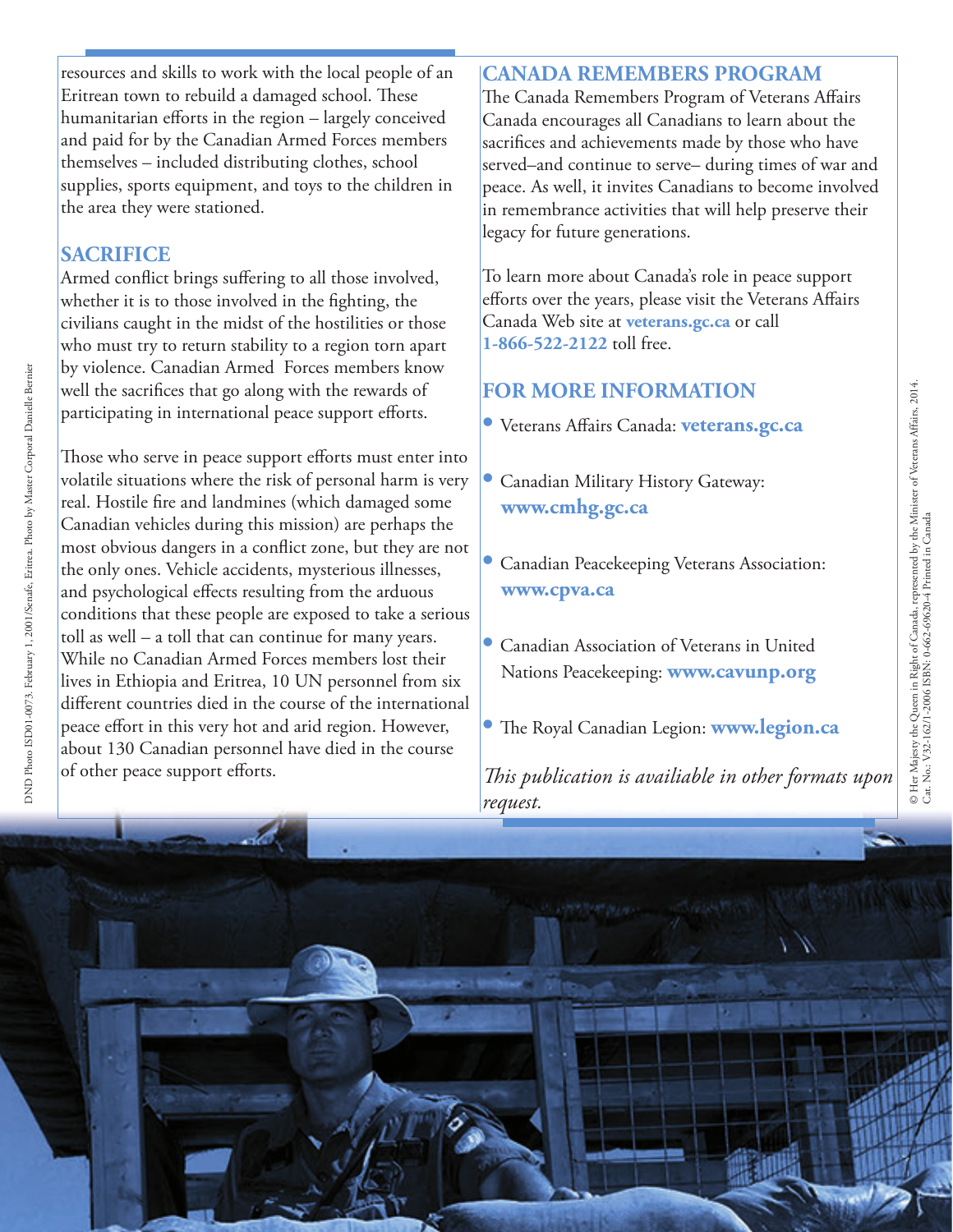resources and skills to work with the local people of an Eritrean town to rebuild a damaged school. These humanitarian efforts in the region – largely conceived and paid for by the Canadian Armed Forces members themselves – included distributing clothes, school supplies, sports equipment, and toys to the children in the area they were stationed.

## SACRIFICE

Armed conflict brings suffering to all those involved, whether it is to those involved in the fighting, the civilians caught in the midst of the hostilities or those who must try to return stability to a region torn apart by violence. Canadian Armed Forces members know well the sacrifices that go along with the rewards of participating in international peace support efforts.

Those who serve in peace support efforts must enter into volatile situations where the risk of personal harm is very real. Hostile fire and landmines (which damaged some Canadian vehicles during this mission) are perhaps the most obvious dangers in a conflict zone, but they are not the only ones. Vehicle accidents, mysterious illnesses, and psychological effects resulting from the arduous conditions that these people are exposed to take a serious toll as well – a toll that can continue for many years. While no Canadian Armed Forces members lost their lives in Ethiopia and Eritrea, 10 UN personnel from six different countries died in the course of the international peace effort in this very hot and arid region. However, about 130 Canadian personnel have died in the course of other peace support efforts.

## CANADA REMEMBERS PROGRAM

The Canada Remembers Program of Veterans Affairs Canada encourages all Canadians to learn about the sacrifices and achievements made by those who have served–and continue to serve– during times of war and peace. As well, it invites Canadians to become involved in remembrance activities that will help preserve their legacy for future generations.

To learn more about Canada's role in peace support efforts over the years, please visit the Veterans Affairs Canada Web site at **veterans.gc.ca** or call **1-866-522-2122** toll free.

## FOR MORE INFORMATION

- Veterans Affairs Canada: **veterans.gc.ca**
- Canadian Military History Gateway: **www.cmhg.gc.ca**
- Canadian Peacekeeping Veterans Association: **www.cpva.ca**
- Canadian Association of Veterans in United Nations Peacekeeping: **www.cavunp.org**
- The Royal Canadian Legion: **www.legion.ca**

*This publication is availiable in other formats upon request.*

DND Photo ISD01-0073. February 1, 2001/Senafe, Eritrea. Photo by Master Corporal Danielle Bernier

© Her Majesty the Queen in Right of Canada, represented by the Minister of Veterans Affairs, 2014.
Cat. No.: V32-162/1-2006 ISBN: 0-662-69620-4 Printed in Canada